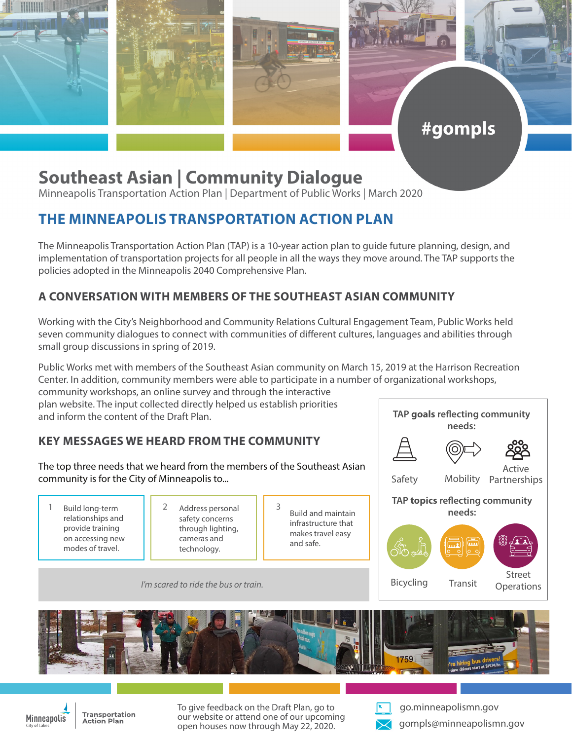#gompls

# Southeast Asian | Community Dialogue

Minneapolis Transportation Action Plan | Department of Public Works | March 2020

## THE MINNEAPOLIS TRANSPORTATION ACTION PLAN

The Minneapolis Transportation Action Plan (TAP) is a 10-year action plan to guide future planning, design, and implementation of transportation projects for all people in all the ways they move around. The TAP supports the policies adopted in the Minneapolis 2040 Comprehensive Plan.

### A CONVERSATION WITH MEMBERS OF THE SOUTHEAST ASIAN COMMUNITY

Working with the City's Neighborhood and Community Relations Cultural Engagement Team, Public Works held seven community dialogues to connect with communities of different cultures, languages and abilities through small group discussions in spring of 2019.

Public Works met with members of the Southeast Asian community on March 15, 2019 at the Harrison Recreation Center. In addition, community members were able to participate in a number of organizational workshops, community workshops, an online survey and through the interactive plan website. The input collected directly helped us establish priorities and inform the content of the Draft Plan.

### KEY MESSAGES WE HEARD FROM THE COMMUNITY

The top three needs that we heard from the members of the Southeast Asian community is for the City of Minneapolis to...

1. Build long-term relationships and provide training on accessing new modes of travel.
2. Address personal safety concerns through lighting, cameras and technology.
3. Build and maintain infrastructure that makes travel easy and safe.

*I'm scared to ride the bus or train.*

**TAP goals** reflecting community needs:

- Safety
- Mobility
- Active Partnerships

**TAP topics** reflecting community needs:

- Bicycling
- Transit
- Street Operations

To give feedback on the Draft Plan, go to our website or attend one of our upcoming open houses now through May 22, 2020.

go.minneapolismn.gov

gompls@minneapolismn.gov

Minneapolis City of Lakes | Transportation Action Plan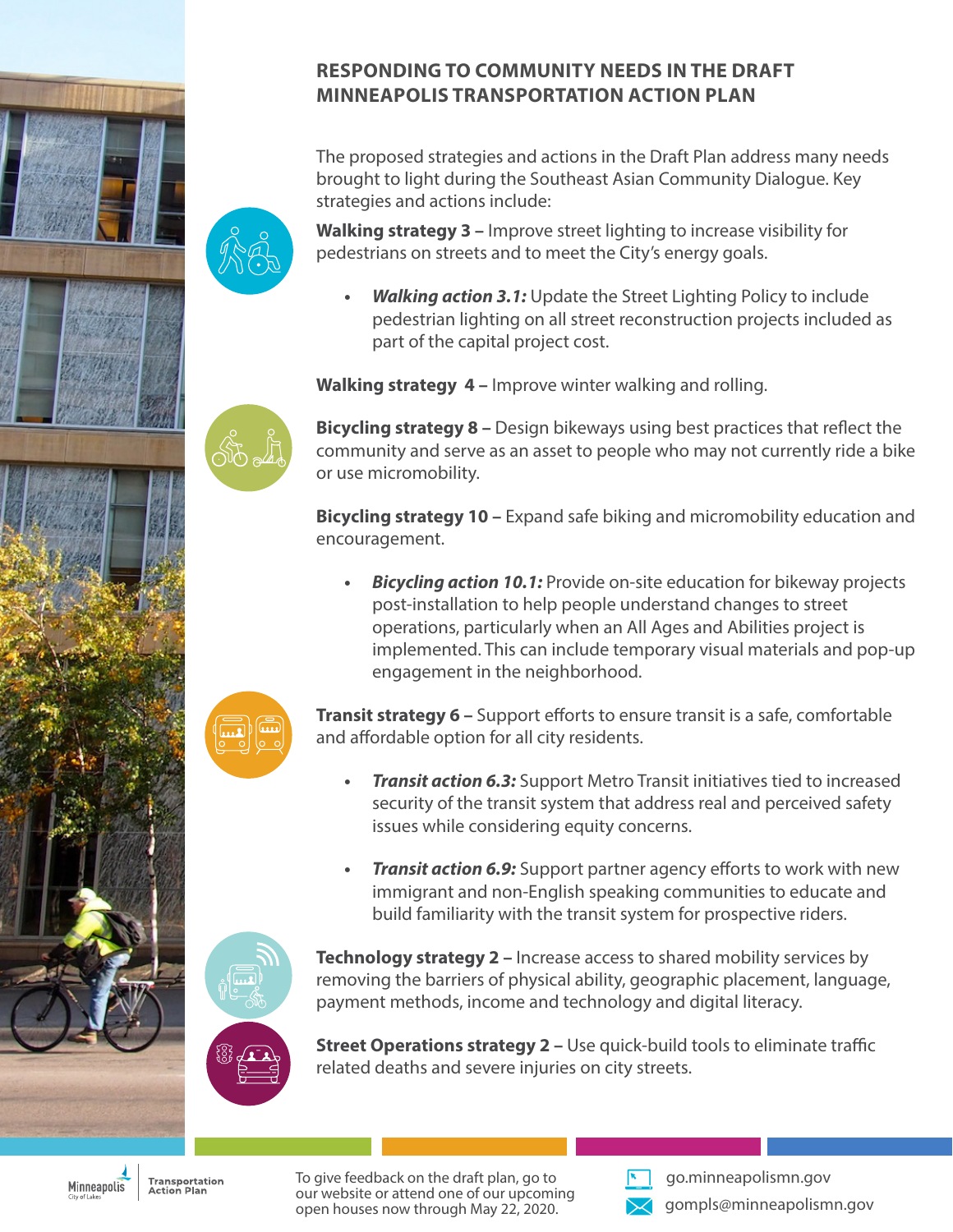# RESPONDING TO COMMUNITY NEEDS IN THE DRAFT MINNEAPOLIS TRANSPORTATION ACTION PLAN

The proposed strategies and actions in the Draft Plan address many needs brought to light during the Southeast Asian Community Dialogue. Key strategies and actions include:

**Walking strategy 3 –** Improve street lighting to increase visibility for pedestrians on streets and to meet the City's energy goals.

- ***Walking action 3.1:*** Update the Street Lighting Policy to include pedestrian lighting on all street reconstruction projects included as part of the capital project cost.

**Walking strategy 4 –** Improve winter walking and rolling.

**Bicycling strategy 8 –** Design bikeways using best practices that reflect the community and serve as an asset to people who may not currently ride a bike or use micromobility.

**Bicycling strategy 10 –** Expand safe biking and micromobility education and encouragement.

- ***Bicycling action 10.1:*** Provide on-site education for bikeway projects post-installation to help people understand changes to street operations, particularly when an All Ages and Abilities project is implemented. This can include temporary visual materials and pop-up engagement in the neighborhood.

**Transit strategy 6 –** Support efforts to ensure transit is a safe, comfortable and affordable option for all city residents.

- ***Transit action 6.3:*** Support Metro Transit initiatives tied to increased security of the transit system that address real and perceived safety issues while considering equity concerns.
- ***Transit action 6.9:*** Support partner agency efforts to work with new immigrant and non-English speaking communities to educate and build familiarity with the transit system for prospective riders.

**Technology strategy 2 –** Increase access to shared mobility services by removing the barriers of physical ability, geographic placement, language, payment methods, income and technology and digital literacy.

**Street Operations strategy 2 –** Use quick-build tools to eliminate traffic related deaths and severe injuries on city streets.

Minneapolis City of Lakes | Transportation Action Plan

To give feedback on the draft plan, go to our website or attend one of our upcoming open houses now through May 22, 2020.

go.minneapolismn.gov

gompls@minneapolismn.gov